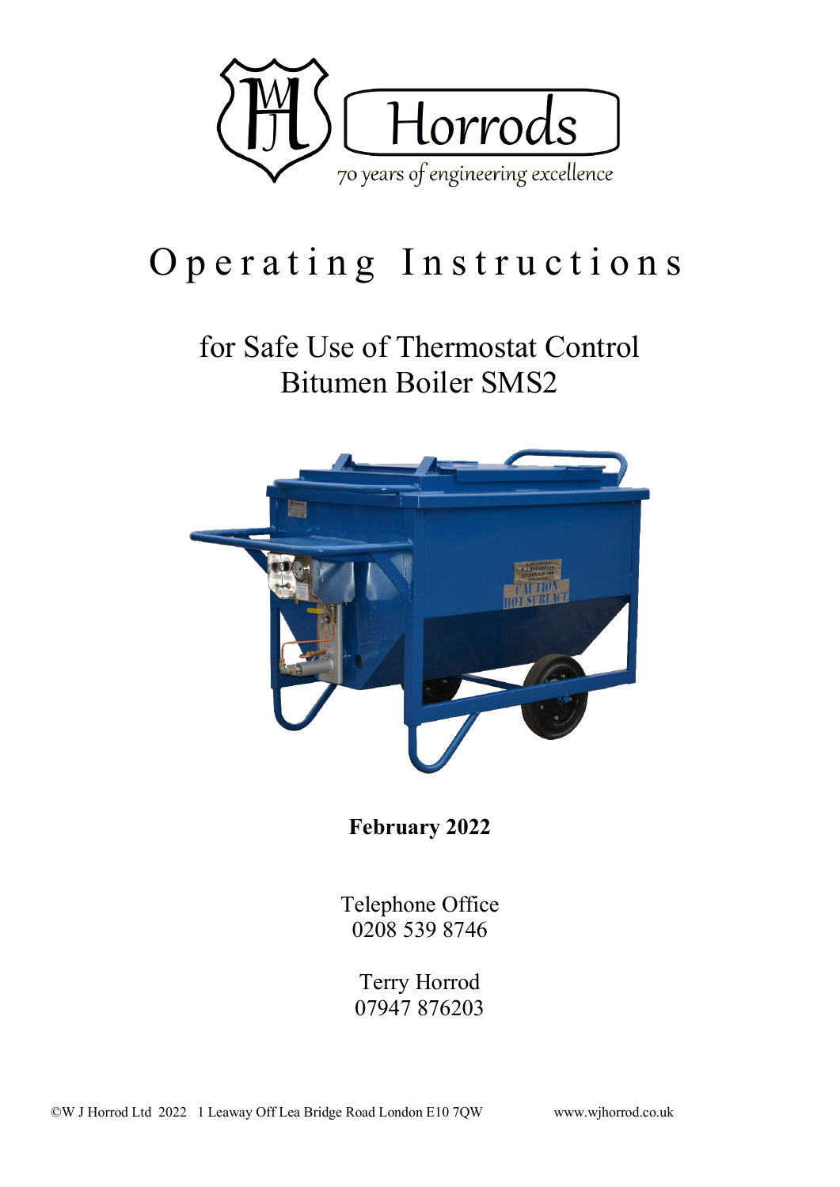WJH Horrods

*70 years of engineering excellence*

# Operating Instructions

## for Safe Use of Thermostat Control Bitumen Boiler SMS2

**February 2022**

Telephone Office
0208 539 8746

Terry Horrod
07947 876203

©W J Horrod Ltd 2022 1 Leaway Off Lea Bridge Road London E10 7QW www.wjhorrod.co.uk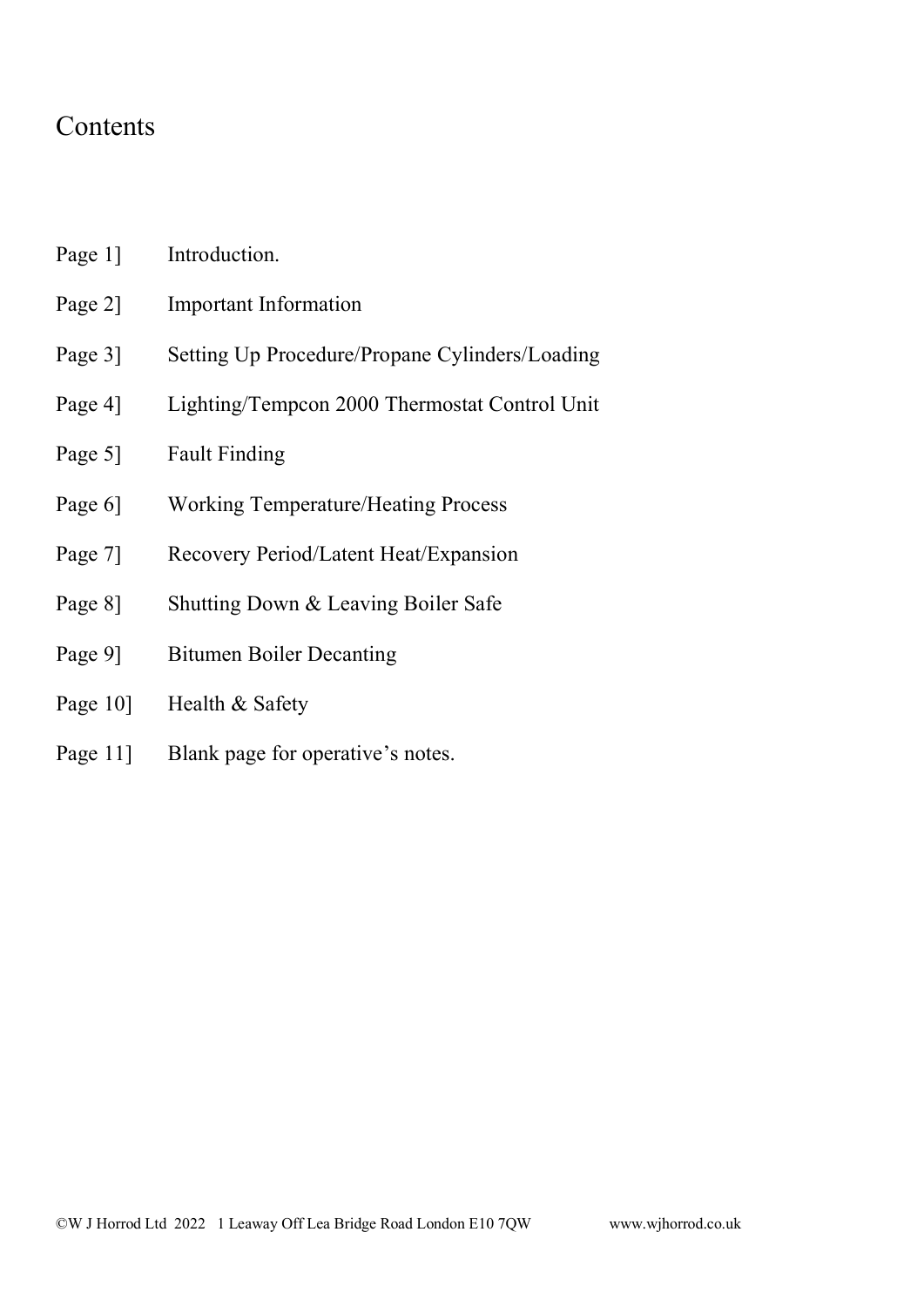# Contents

Page 1] Introduction.

Page 2] Important Information

Page 3] Setting Up Procedure/Propane Cylinders/Loading

Page 4] Lighting/Tempcon 2000 Thermostat Control Unit

Page 5] Fault Finding

Page 6] Working Temperature/Heating Process

Page 7] Recovery Period/Latent Heat/Expansion

Page 8] Shutting Down & Leaving Boiler Safe

Page 9] Bitumen Boiler Decanting

Page 10] Health & Safety

Page 11] Blank page for operative's notes.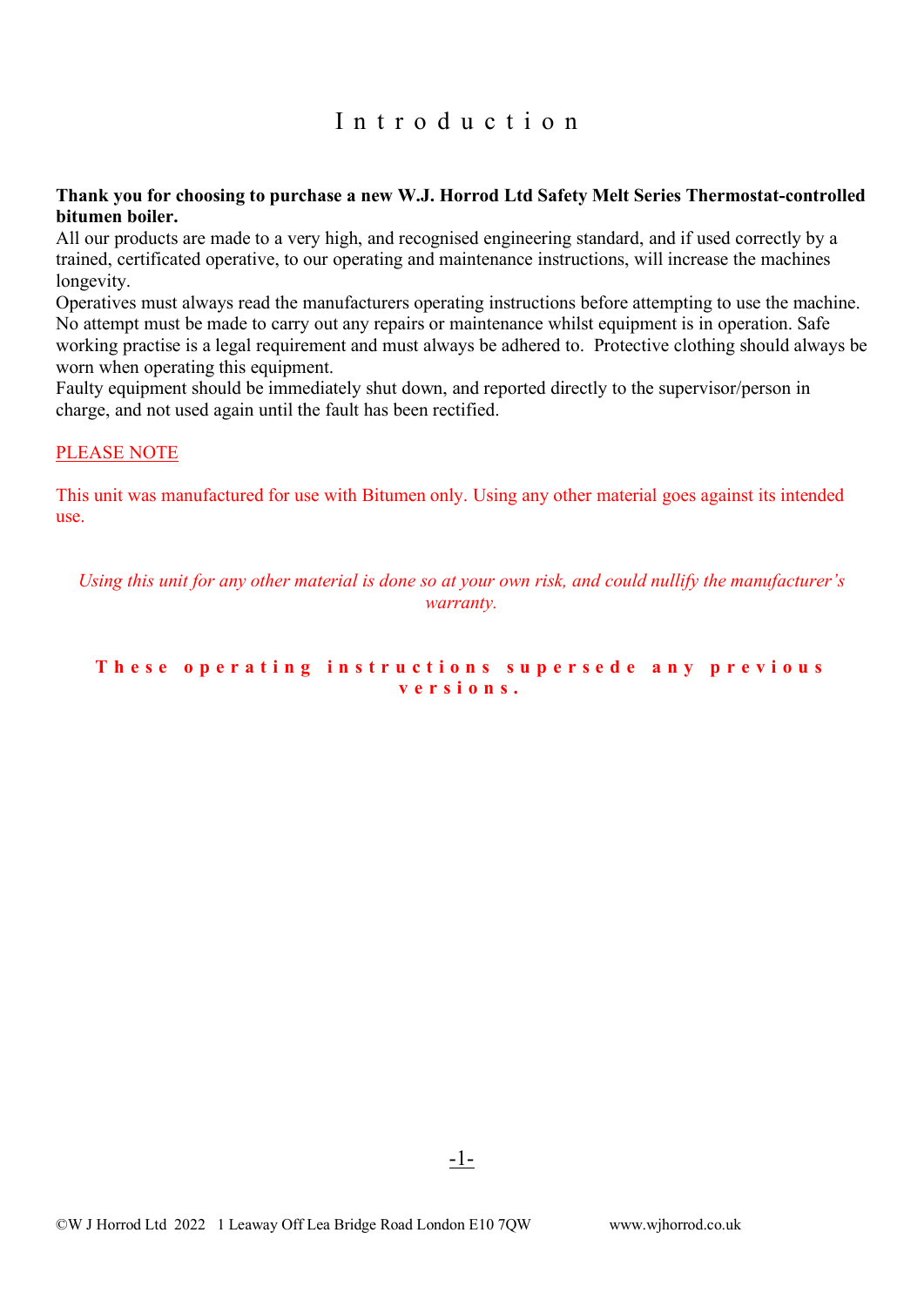# Introduction

**Thank you for choosing to purchase a new W.J. Horrod Ltd Safety Melt Series Thermostat-controlled bitumen boiler.**

All our products are made to a very high, and recognised engineering standard, and if used correctly by a trained, certificated operative, to our operating and maintenance instructions, will increase the machines longevity.

Operatives must always read the manufacturers operating instructions before attempting to use the machine. No attempt must be made to carry out any repairs or maintenance whilst equipment is in operation. Safe working practise is a legal requirement and must always be adhered to. Protective clothing should always be worn when operating this equipment.

Faulty equipment should be immediately shut down, and reported directly to the supervisor/person in charge, and not used again until the fault has been rectified.

PLEASE NOTE

This unit was manufactured for use with Bitumen only. Using any other material goes against its intended use.

*Using this unit for any other material is done so at your own risk, and could nullify the manufacturer's warranty.*

**These operating instructions supersede any previous versions.**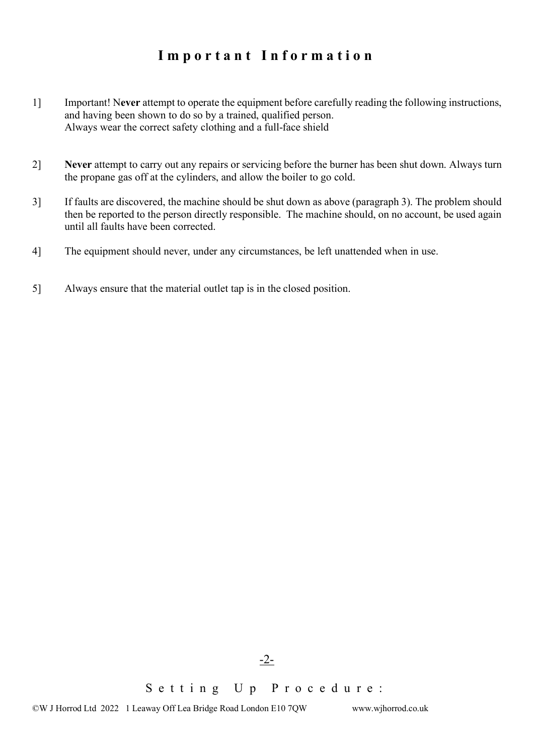# Important Information

1] Important! N**ever** attempt to operate the equipment before carefully reading the following instructions, and having been shown to do so by a trained, qualified person.
Always wear the correct safety clothing and a full-face shield

2] **Never** attempt to carry out any repairs or servicing before the burner has been shut down. Always turn the propane gas off at the cylinders, and allow the boiler to go cold.

3] If faults are discovered, the machine should be shut down as above (paragraph 3). The problem should then be reported to the person directly responsible. The machine should, on no account, be used again until all faults have been corrected.

4] The equipment should never, under any circumstances, be left unattended when in use.

5] Always ensure that the material outlet tap is in the closed position.

## Setting Up Procedure: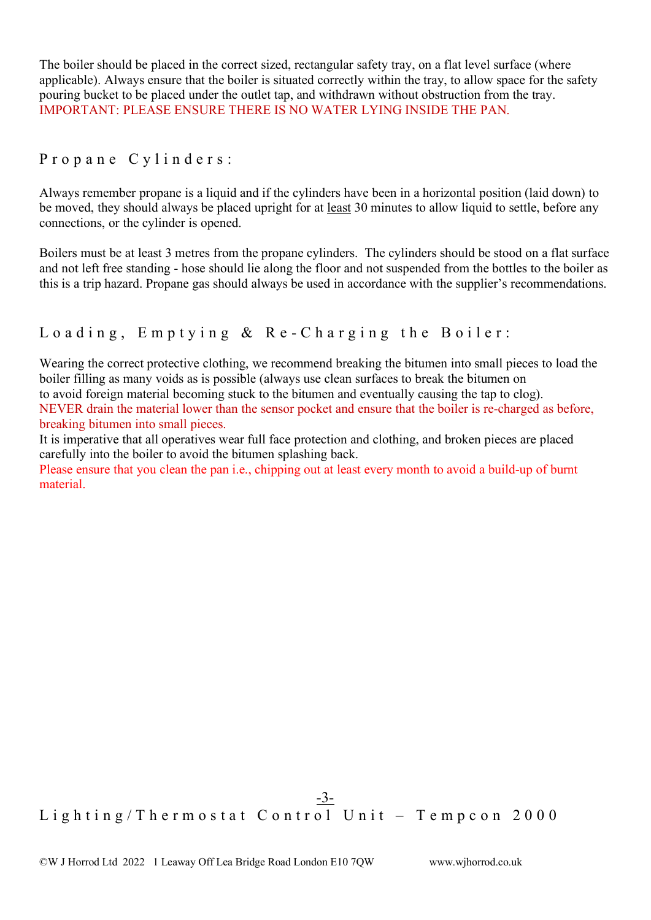The boiler should be placed in the correct sized, rectangular safety tray, on a flat level surface (where applicable). Always ensure that the boiler is situated correctly within the tray, to allow space for the safety pouring bucket to be placed under the outlet tap, and withdrawn without obstruction from the tray.
IMPORTANT: PLEASE ENSURE THERE IS NO WATER LYING INSIDE THE PAN.

## Propane Cylinders:

Always remember propane is a liquid and if the cylinders have been in a horizontal position (laid down) to be moved, they should always be placed upright for at least 30 minutes to allow liquid to settle, before any connections, or the cylinder is opened.

Boilers must be at least 3 metres from the propane cylinders. The cylinders should be stood on a flat surface and not left free standing - hose should lie along the floor and not suspended from the bottles to the boiler as this is a trip hazard. Propane gas should always be used in accordance with the supplier's recommendations.

## Loading, Emptying & Re-Charging the Boiler:

Wearing the correct protective clothing, we recommend breaking the bitumen into small pieces to load the boiler filling as many voids as is possible (always use clean surfaces to break the bitumen on to avoid foreign material becoming stuck to the bitumen and eventually causing the tap to clog).
NEVER drain the material lower than the sensor pocket and ensure that the boiler is re-charged as before, breaking bitumen into small pieces.
It is imperative that all operatives wear full face protection and clothing, and broken pieces are placed carefully into the boiler to avoid the bitumen splashing back.
Please ensure that you clean the pan i.e., chipping out at least every month to avoid a build-up of burnt material.

## Lighting/Thermostat Control Unit – Tempcon 2000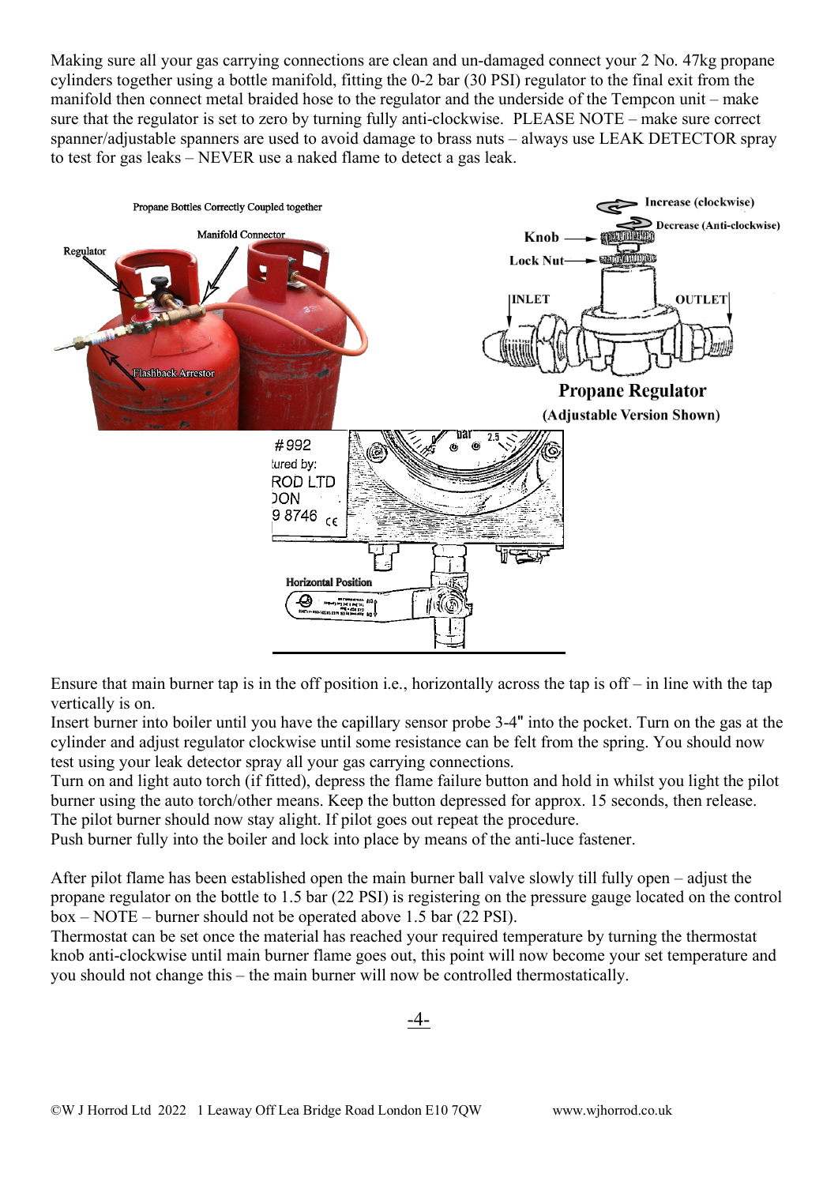Making sure all your gas carrying connections are clean and un-damaged connect your 2 No. 47kg propane cylinders together using a bottle manifold, fitting the 0-2 bar (30 PSI) regulator to the final exit from the manifold then connect metal braided hose to the regulator and the underside of the Tempcon unit – make sure that the regulator is set to zero by turning fully anti-clockwise. PLEASE NOTE – make sure correct spanner/adjustable spanners are used to avoid damage to brass nuts – always use LEAK DETECTOR spray to test for gas leaks – NEVER use a naked flame to detect a gas leak.

Propane Bottles Correctly Coupled together

Manifold Connector

Regulator

Flashback Arrestor

Increase (clockwise)

Decrease (Anti-clockwise)

Knob

Lock Nut

INLET

OUTLET

**Propane Regulator**

**(Adjustable Version Shown)**

Horizontal Position

Ensure that main burner tap is in the off position i.e., horizontally across the tap is off – in line with the tap vertically is on.

Insert burner into boiler until you have the capillary sensor probe 3-4" into the pocket. Turn on the gas at the cylinder and adjust regulator clockwise until some resistance can be felt from the spring. You should now test using your leak detector spray all your gas carrying connections.

Turn on and light auto torch (if fitted), depress the flame failure button and hold in whilst you light the pilot burner using the auto torch/other means. Keep the button depressed for approx. 15 seconds, then release. The pilot burner should now stay alight. If pilot goes out repeat the procedure.

Push burner fully into the boiler and lock into place by means of the anti-luce fastener.

After pilot flame has been established open the main burner ball valve slowly till fully open – adjust the propane regulator on the bottle to 1.5 bar (22 PSI) is registering on the pressure gauge located on the control box – NOTE – burner should not be operated above 1.5 bar (22 PSI).

Thermostat can be set once the material has reached your required temperature by turning the thermostat knob anti-clockwise until main burner flame goes out, this point will now become your set temperature and you should not change this – the main burner will now be controlled thermostatically.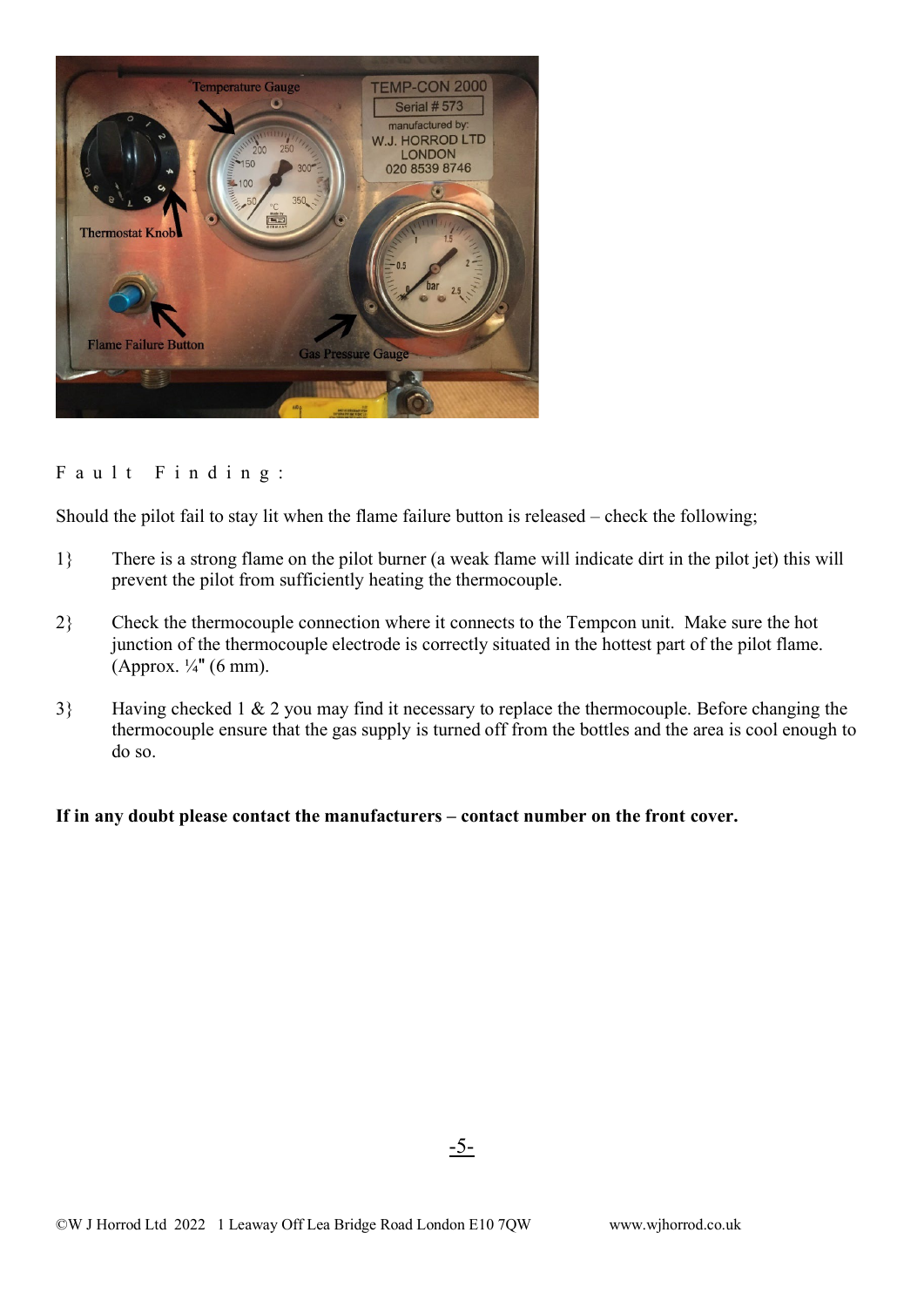## Fault Finding:

Should the pilot fail to stay lit when the flame failure button is released – check the following;

1} There is a strong flame on the pilot burner (a weak flame will indicate dirt in the pilot jet) this will prevent the pilot from sufficiently heating the thermocouple.

2} Check the thermocouple connection where it connects to the Tempcon unit. Make sure the hot junction of the thermocouple electrode is correctly situated in the hottest part of the pilot flame. (Approx. ¼" (6 mm).

3} Having checked 1 & 2 you may find it necessary to replace the thermocouple. Before changing the thermocouple ensure that the gas supply is turned off from the bottles and the area is cool enough to do so.

**If in any doubt please contact the manufacturers – contact number on the front cover.**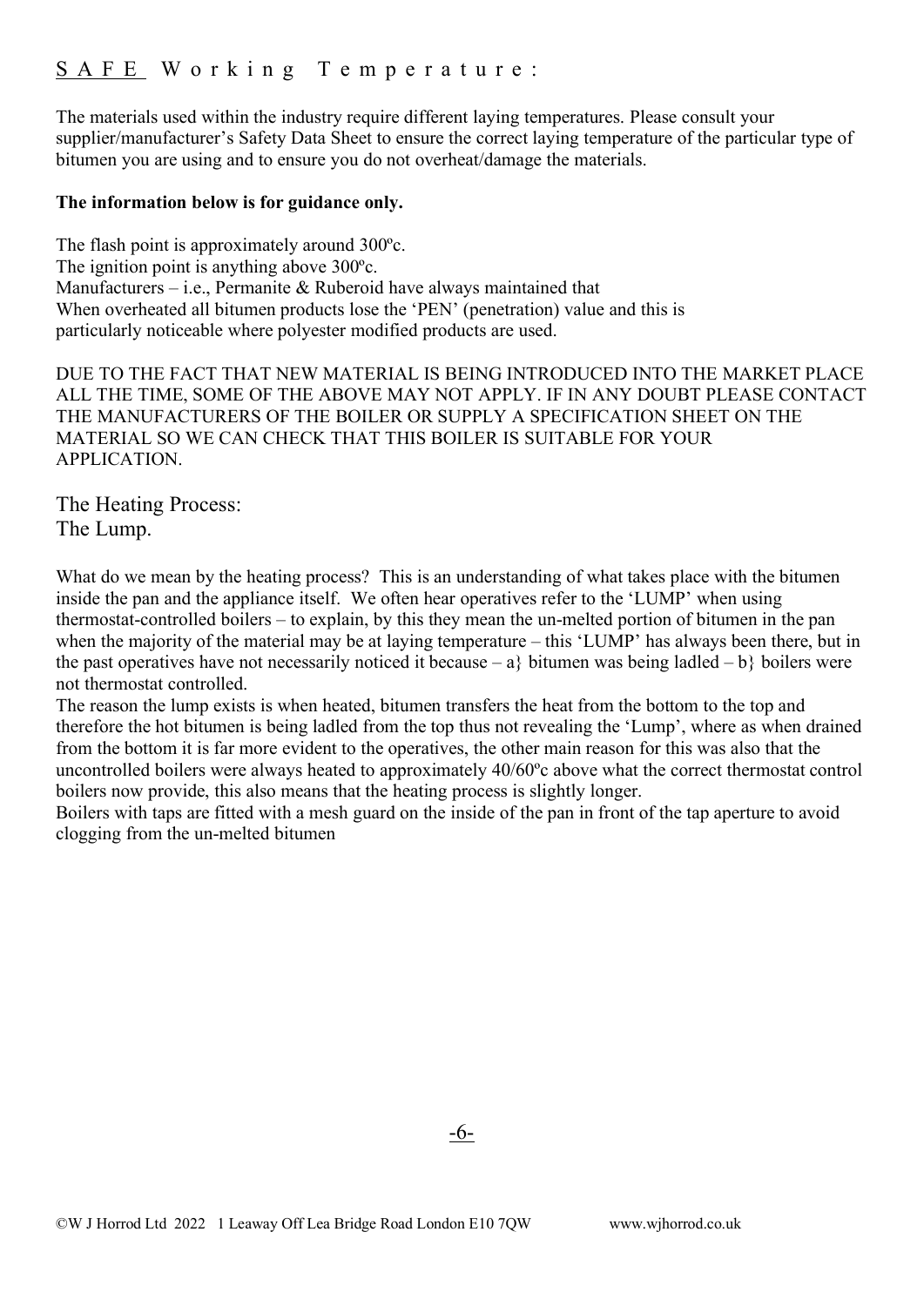## SAFE Working Temperature:

The materials used within the industry require different laying temperatures. Please consult your supplier/manufacturer's Safety Data Sheet to ensure the correct laying temperature of the particular type of bitumen you are using and to ensure you do not overheat/damage the materials.

**The information below is for guidance only.**

The flash point is approximately around 300ºc.
The ignition point is anything above 300ºc.
Manufacturers – i.e., Permanite & Ruberoid have always maintained that
When overheated all bitumen products lose the 'PEN' (penetration) value and this is particularly noticeable where polyester modified products are used.

DUE TO THE FACT THAT NEW MATERIAL IS BEING INTRODUCED INTO THE MARKET PLACE ALL THE TIME, SOME OF THE ABOVE MAY NOT APPLY. IF IN ANY DOUBT PLEASE CONTACT THE MANUFACTURERS OF THE BOILER OR SUPPLY A SPECIFICATION SHEET ON THE MATERIAL SO WE CAN CHECK THAT THIS BOILER IS SUITABLE FOR YOUR APPLICATION.

## The Heating Process:
## The Lump.

What do we mean by the heating process? This is an understanding of what takes place with the bitumen inside the pan and the appliance itself. We often hear operatives refer to the 'LUMP' when using thermostat-controlled boilers – to explain, by this they mean the un-melted portion of bitumen in the pan when the majority of the material may be at laying temperature – this 'LUMP' has always been there, but in the past operatives have not necessarily noticed it because – a} bitumen was being ladled – b} boilers were not thermostat controlled.
The reason the lump exists is when heated, bitumen transfers the heat from the bottom to the top and therefore the hot bitumen is being ladled from the top thus not revealing the 'Lump', where as when drained from the bottom it is far more evident to the operatives, the other main reason for this was also that the uncontrolled boilers were always heated to approximately 40/60ºc above what the correct thermostat control boilers now provide, this also means that the heating process is slightly longer.
Boilers with taps are fitted with a mesh guard on the inside of the pan in front of the tap aperture to avoid clogging from the un-melted bitumen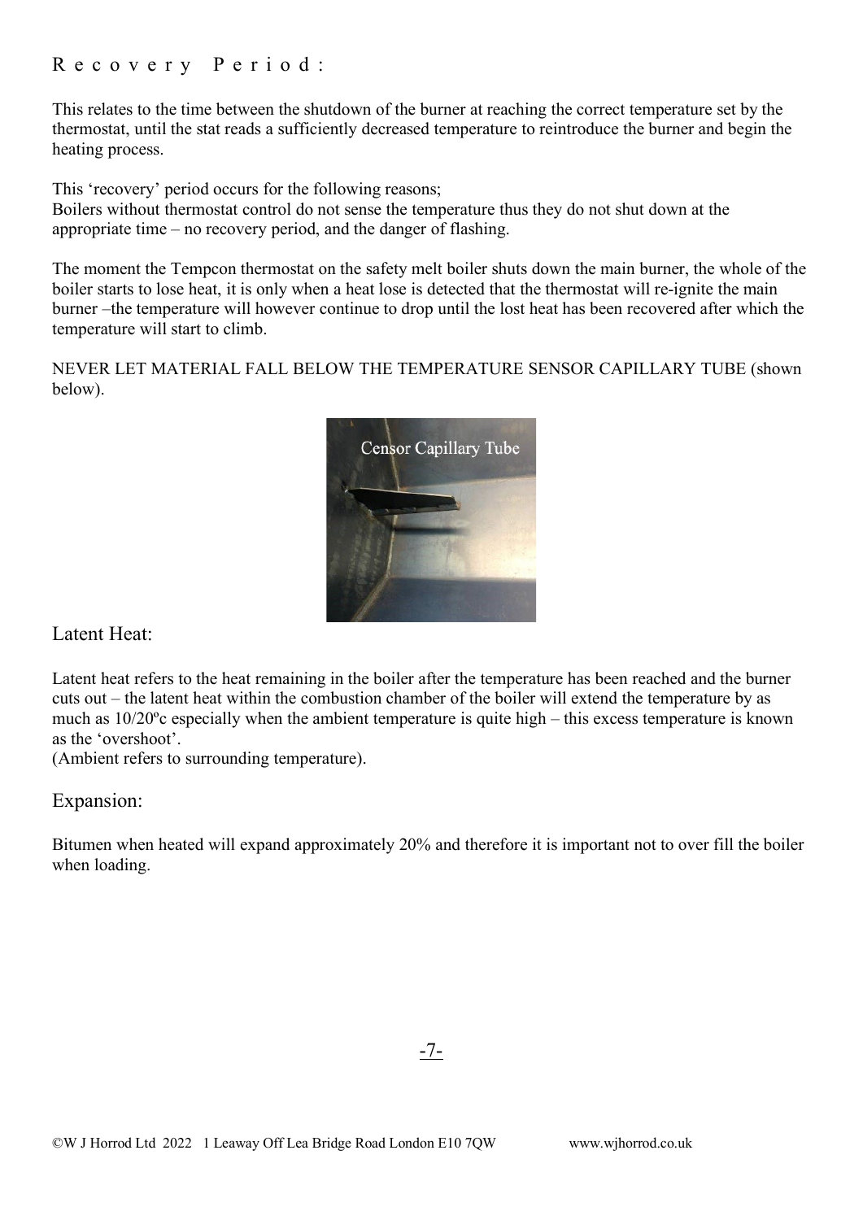## Recovery Period:

This relates to the time between the shutdown of the burner at reaching the correct temperature set by the thermostat, until the stat reads a sufficiently decreased temperature to reintroduce the burner and begin the heating process.

This 'recovery' period occurs for the following reasons;
Boilers without thermostat control do not sense the temperature thus they do not shut down at the appropriate time – no recovery period, and the danger of flashing.

The moment the Tempcon thermostat on the safety melt boiler shuts down the main burner, the whole of the boiler starts to lose heat, it is only when a heat lose is detected that the thermostat will re-ignite the main burner –the temperature will however continue to drop until the lost heat has been recovered after which the temperature will start to climb.

NEVER LET MATERIAL FALL BELOW THE TEMPERATURE SENSOR CAPILLARY TUBE (shown below).

Censor Capillary Tube

## Latent Heat:

Latent heat refers to the heat remaining in the boiler after the temperature has been reached and the burner cuts out – the latent heat within the combustion chamber of the boiler will extend the temperature by as much as 10/20ºc especially when the ambient temperature is quite high – this excess temperature is known as the 'overshoot'.
(Ambient refers to surrounding temperature).

## Expansion:

Bitumen when heated will expand approximately 20% and therefore it is important not to over fill the boiler when loading.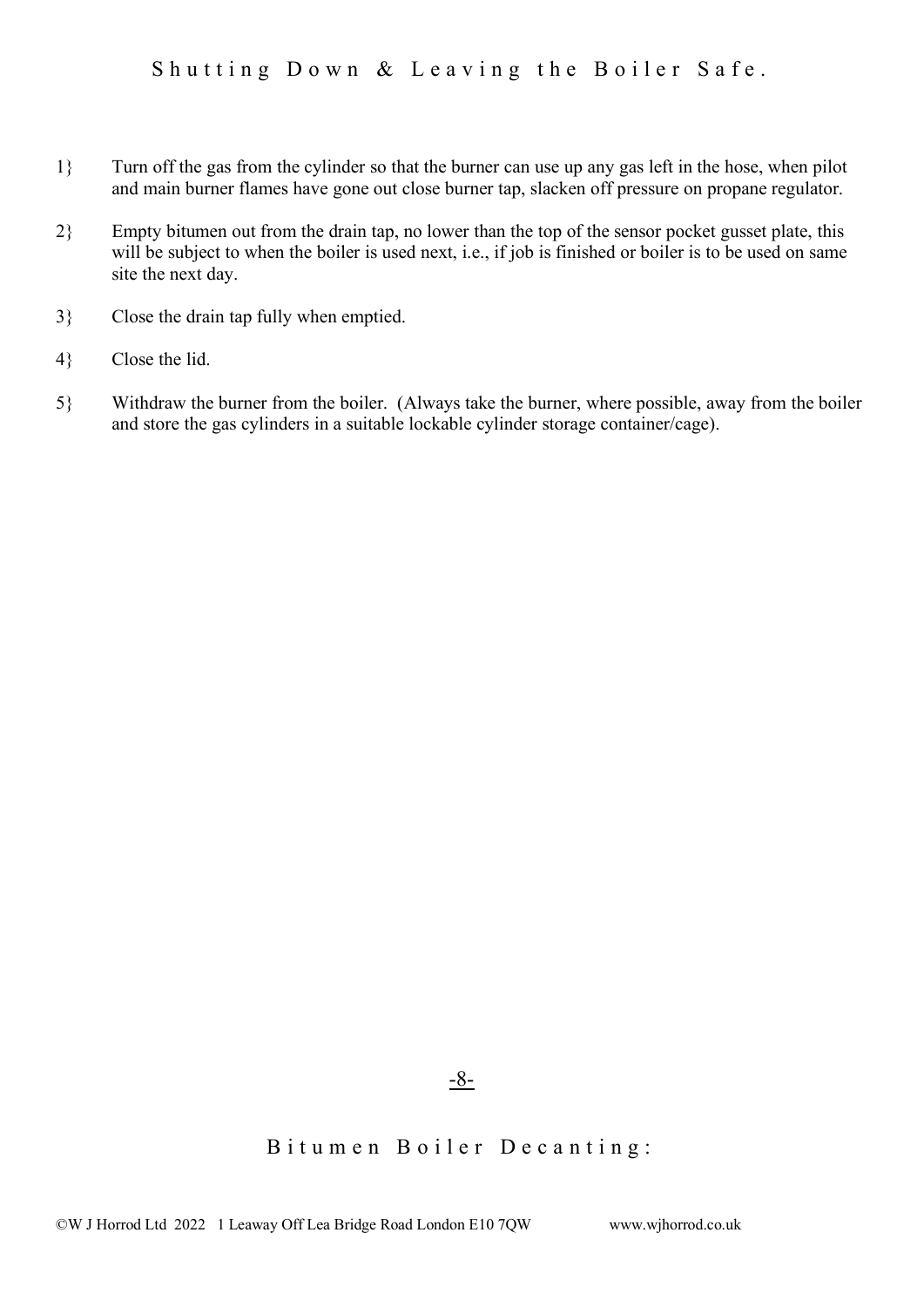## Shutting Down & Leaving the Boiler Safe.

1} Turn off the gas from the cylinder so that the burner can use up any gas left in the hose, when pilot and main burner flames have gone out close burner tap, slacken off pressure on propane regulator.

2} Empty bitumen out from the drain tap, no lower than the top of the sensor pocket gusset plate, this will be subject to when the boiler is used next, i.e., if job is finished or boiler is to be used on same site the next day.

3} Close the drain tap fully when emptied.

4} Close the lid.

5} Withdraw the burner from the boiler. (Always take the burner, where possible, away from the boiler and store the gas cylinders in a suitable lockable cylinder storage container/cage).

## Bitumen Boiler Decanting: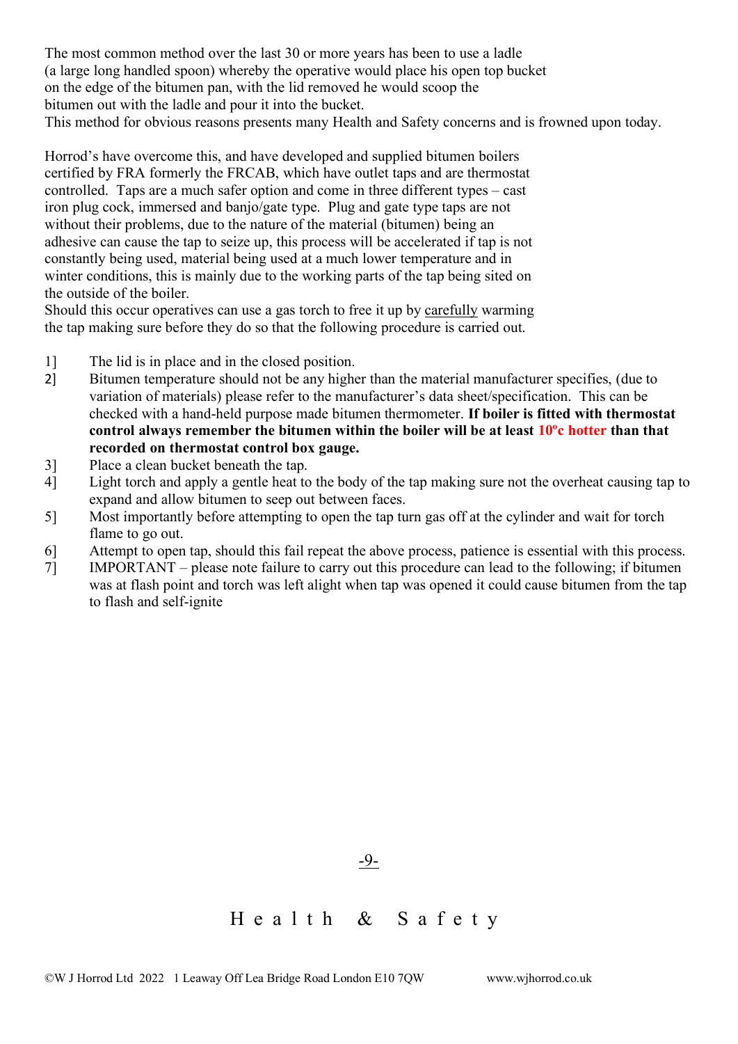The most common method over the last 30 or more years has been to use a ladle (a large long handled spoon) whereby the operative would place his open top bucket on the edge of the bitumen pan, with the lid removed he would scoop the bitumen out with the ladle and pour it into the bucket.
This method for obvious reasons presents many Health and Safety concerns and is frowned upon today.

Horrod's have overcome this, and have developed and supplied bitumen boilers certified by FRA formerly the FRCAB, which have outlet taps and are thermostat controlled. Taps are a much safer option and come in three different types – cast iron plug cock, immersed and banjo/gate type. Plug and gate type taps are not without their problems, due to the nature of the material (bitumen) being an adhesive can cause the tap to seize up, this process will be accelerated if tap is not constantly being used, material being used at a much lower temperature and in winter conditions, this is mainly due to the working parts of the tap being sited on the outside of the boiler.
Should this occur operatives can use a gas torch to free it up by <u>carefully</u> warming the tap making sure before they do so that the following procedure is carried out.

1] The lid is in place and in the closed position.
2] Bitumen temperature should not be any higher than the material manufacturer specifies, (due to variation of materials) please refer to the manufacturer's data sheet/specification. This can be checked with a hand-held purpose made bitumen thermometer. **If boiler is fitted with thermostat control always remember the bitumen within the boiler will be at least 10ºc hotter than that recorded on thermostat control box gauge.**
3] Place a clean bucket beneath the tap.
4] Light torch and apply a gentle heat to the body of the tap making sure not the overheat causing tap to expand and allow bitumen to seep out between faces.
5] Most importantly before attempting to open the tap turn gas off at the cylinder and wait for torch flame to go out.
6] Attempt to open tap, should this fail repeat the above process, patience is essential with this process.
7] IMPORTANT – please note failure to carry out this procedure can lead to the following; if bitumen was at flash point and torch was left alight when tap was opened it could cause bitumen from the tap to flash and self-ignite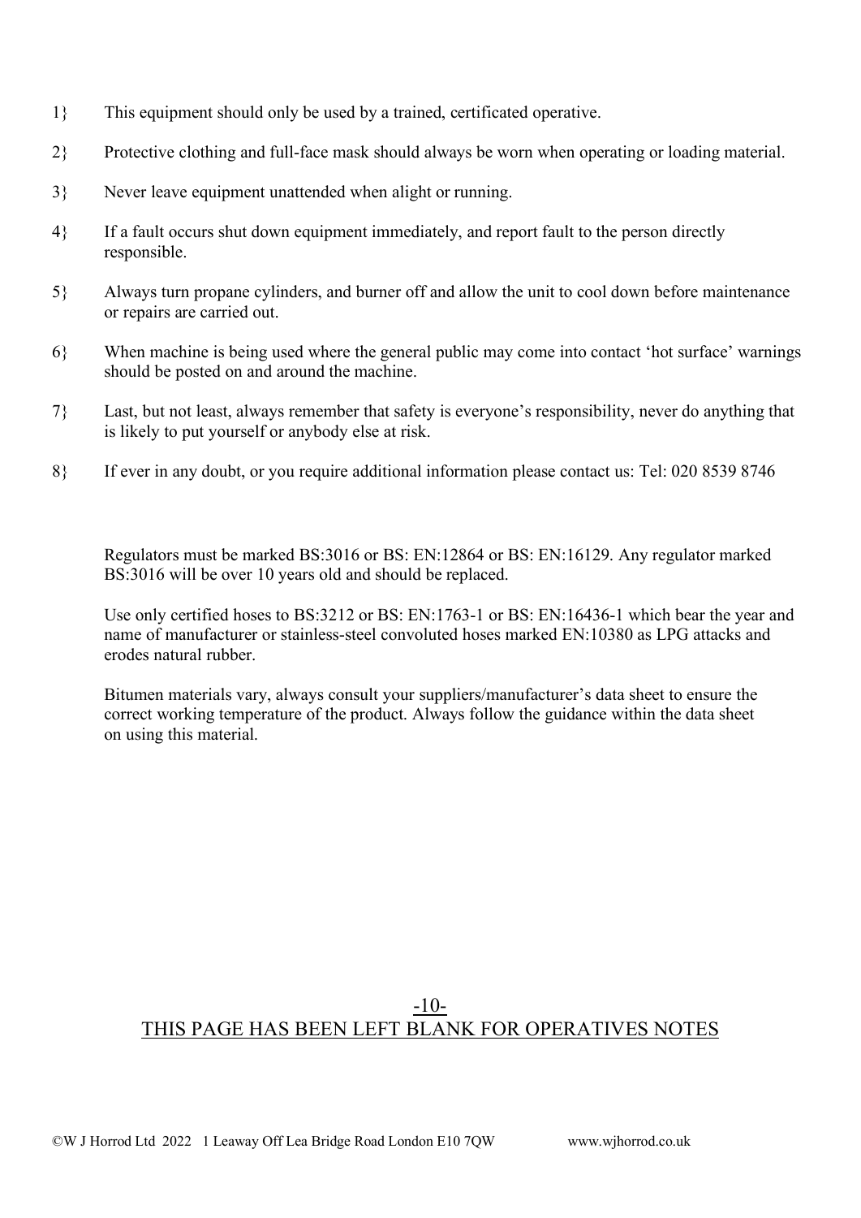1} This equipment should only be used by a trained, certificated operative.

2} Protective clothing and full-face mask should always be worn when operating or loading material.

3} Never leave equipment unattended when alight or running.

4} If a fault occurs shut down equipment immediately, and report fault to the person directly responsible.

5} Always turn propane cylinders, and burner off and allow the unit to cool down before maintenance or repairs are carried out.

6} When machine is being used where the general public may come into contact 'hot surface' warnings should be posted on and around the machine.

7} Last, but not least, always remember that safety is everyone's responsibility, never do anything that is likely to put yourself or anybody else at risk.

8} If ever in any doubt, or you require additional information please contact us: Tel: 020 8539 8746

Regulators must be marked BS:3016 or BS: EN:12864 or BS: EN:16129. Any regulator marked BS:3016 will be over 10 years old and should be replaced.

Use only certified hoses to BS:3212 or BS: EN:1763-1 or BS: EN:16436-1 which bear the year and name of manufacturer or stainless-steel convoluted hoses marked EN:10380 as LPG attacks and erodes natural rubber.

Bitumen materials vary, always consult your suppliers/manufacturer's data sheet to ensure the correct working temperature of the product. Always follow the guidance within the data sheet on using this material.

THIS PAGE HAS BEEN LEFT BLANK FOR OPERATIVES NOTES